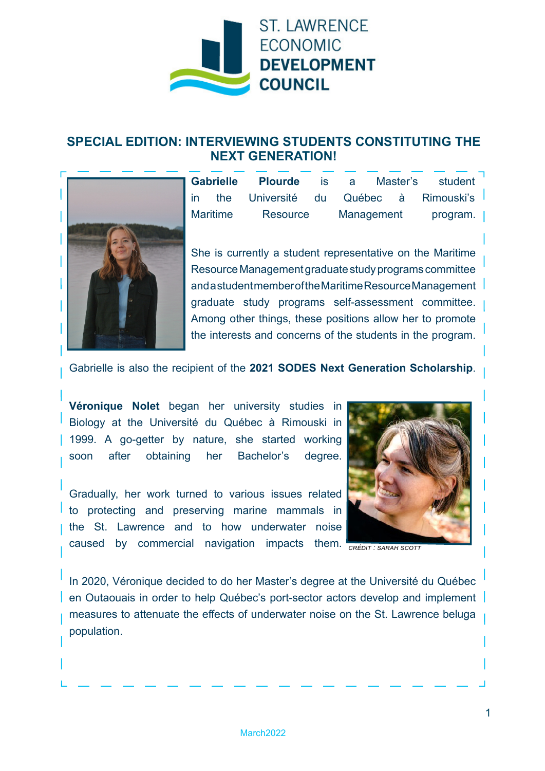ST. LAWRENCE ECONOMIC **DEVELOPMENT COUNCIL**

## SPECIAL EDITION: INTERVIEWING STUDENTS CONSTITUTING THE NEXT GENERATION!

**Gabrielle Plourde** is a Master's student in the Université du Québec à Rimouski's Maritime Resource Management program.

She is currently a student representative on the Maritime Resource Management graduate study programs committee and a student member of the Maritime Resource Management graduate study programs self-assessment committee. Among other things, these positions allow her to promote the interests and concerns of the students in the program.

Gabrielle is also the recipient of the **2021 SODES Next Generation Scholarship**.

**Véronique Nolet** began her university studies in Biology at the Université du Québec à Rimouski in 1999. A go-getter by nature, she started working soon after obtaining her Bachelor's degree.

Gradually, her work turned to various issues related to protecting and preserving marine mammals in the St. Lawrence and to how underwater noise caused by commercial navigation impacts them.

*CRÉDIT : SARAH SCOTT*

In 2020, Véronique decided to do her Master's degree at the Université du Québec en Outaouais in order to help Québec's port-sector actors develop and implement measures to attenuate the effects of underwater noise on the St. Lawrence beluga population.

March2022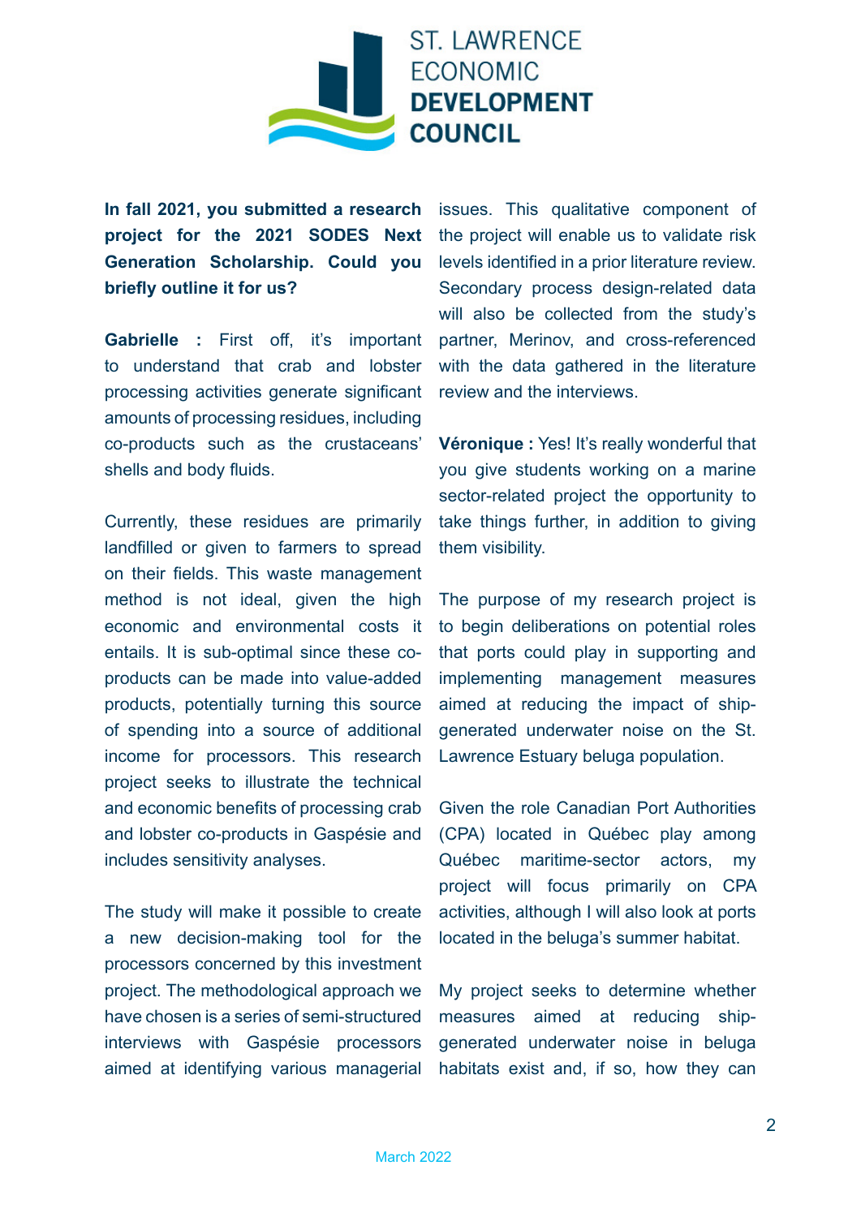**In fall 2021, you submitted a research project for the 2021 SODES Next Generation Scholarship. Could you briefly outline it for us?**

**Gabrielle :** First off, it's important to understand that crab and lobster processing activities generate significant amounts of processing residues, including co-products such as the crustaceans' shells and body fluids.

Currently, these residues are primarily landfilled or given to farmers to spread on their fields. This waste management method is not ideal, given the high economic and environmental costs it entails. It is sub-optimal since these co-products can be made into value-added products, potentially turning this source of spending into a source of additional income for processors. This research project seeks to illustrate the technical and economic benefits of processing crab and lobster co-products in Gaspésie and includes sensitivity analyses.

The study will make it possible to create a new decision-making tool for the processors concerned by this investment project. The methodological approach we have chosen is a series of semi-structured interviews with Gaspésie processors aimed at identifying various managerial issues. This qualitative component of the project will enable us to validate risk levels identified in a prior literature review. Secondary process design-related data will also be collected from the study's partner, Merinov, and cross-referenced with the data gathered in the literature review and the interviews.

**Véronique :** Yes! It's really wonderful that you give students working on a marine sector-related project the opportunity to take things further, in addition to giving them visibility.

The purpose of my research project is to begin deliberations on potential roles that ports could play in supporting and implementing management measures aimed at reducing the impact of ship-generated underwater noise on the St. Lawrence Estuary beluga population.

Given the role Canadian Port Authorities (CPA) located in Québec play among Québec maritime-sector actors, my project will focus primarily on CPA activities, although I will also look at ports located in the beluga's summer habitat.

My project seeks to determine whether measures aimed at reducing ship-generated underwater noise in beluga habitats exist and, if so, how they can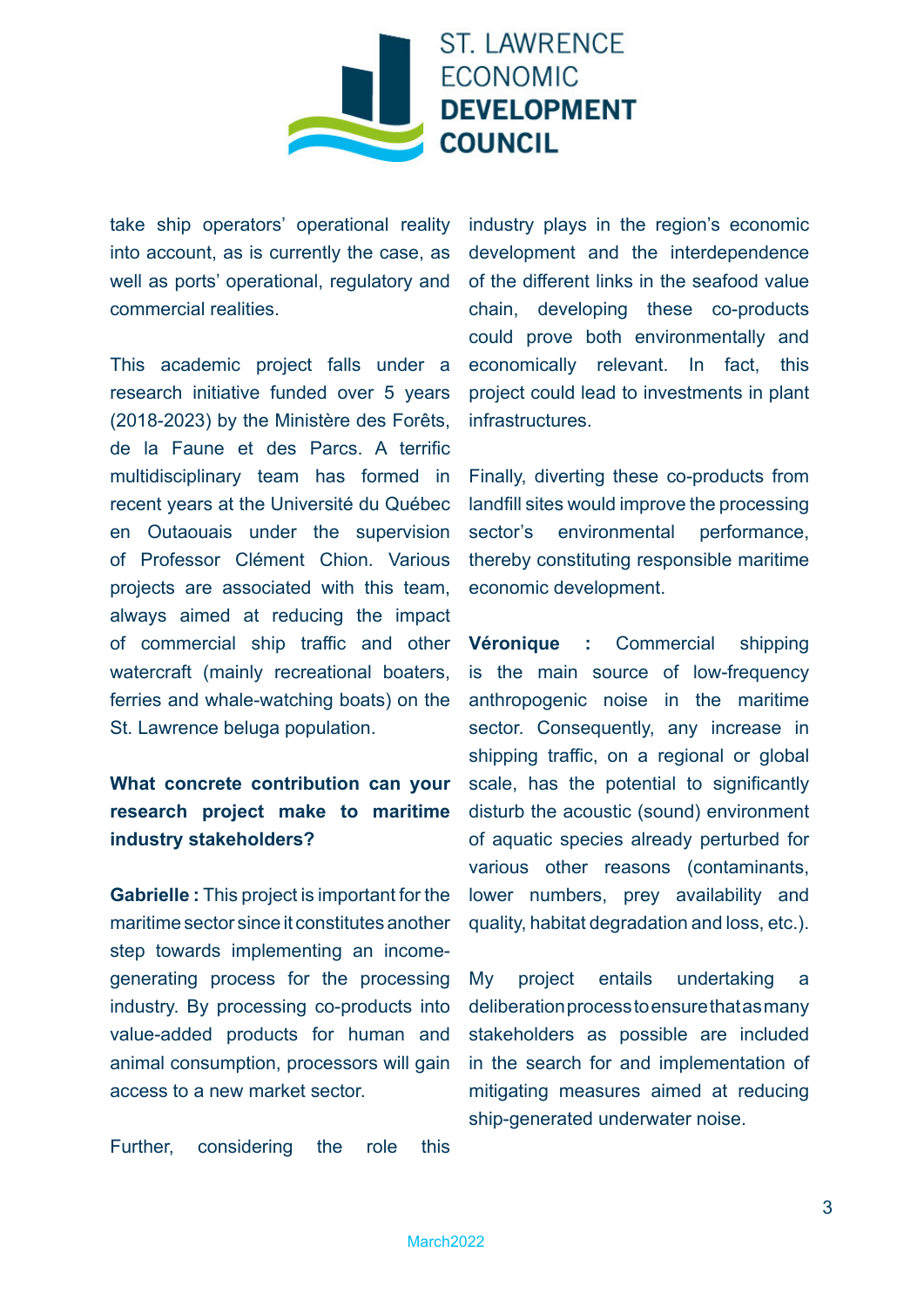take ship operators' operational reality into account, as is currently the case, as well as ports' operational, regulatory and commercial realities.

This academic project falls under a research initiative funded over 5 years (2018-2023) by the Ministère des Forêts, de la Faune et des Parcs. A terrific multidisciplinary team has formed in recent years at the Université du Québec en Outaouais under the supervision of Professor Clément Chion. Various projects are associated with this team, always aimed at reducing the impact of commercial ship traffic and other watercraft (mainly recreational boaters, ferries and whale-watching boats) on the St. Lawrence beluga population.

**What concrete contribution can your research project make to maritime industry stakeholders?**

**Gabrielle :** This project is important for the maritime sector since it constitutes another step towards implementing an income-generating process for the processing industry. By processing co-products into value-added products for human and animal consumption, processors will gain access to a new market sector.

Further, considering the role this industry plays in the region's economic development and the interdependence of the different links in the seafood value chain, developing these co-products could prove both environmentally and economically relevant. In fact, this project could lead to investments in plant infrastructures.

Finally, diverting these co-products from landfill sites would improve the processing sector's environmental performance, thereby constituting responsible maritime economic development.

**Véronique :** Commercial shipping is the main source of low-frequency anthropogenic noise in the maritime sector. Consequently, any increase in shipping traffic, on a regional or global scale, has the potential to significantly disturb the acoustic (sound) environment of aquatic species already perturbed for various other reasons (contaminants, lower numbers, prey availability and quality, habitat degradation and loss, etc.).

My project entails undertaking a deliberation process to ensure that as many stakeholders as possible are included in the search for and implementation of mitigating measures aimed at reducing ship-generated underwater noise.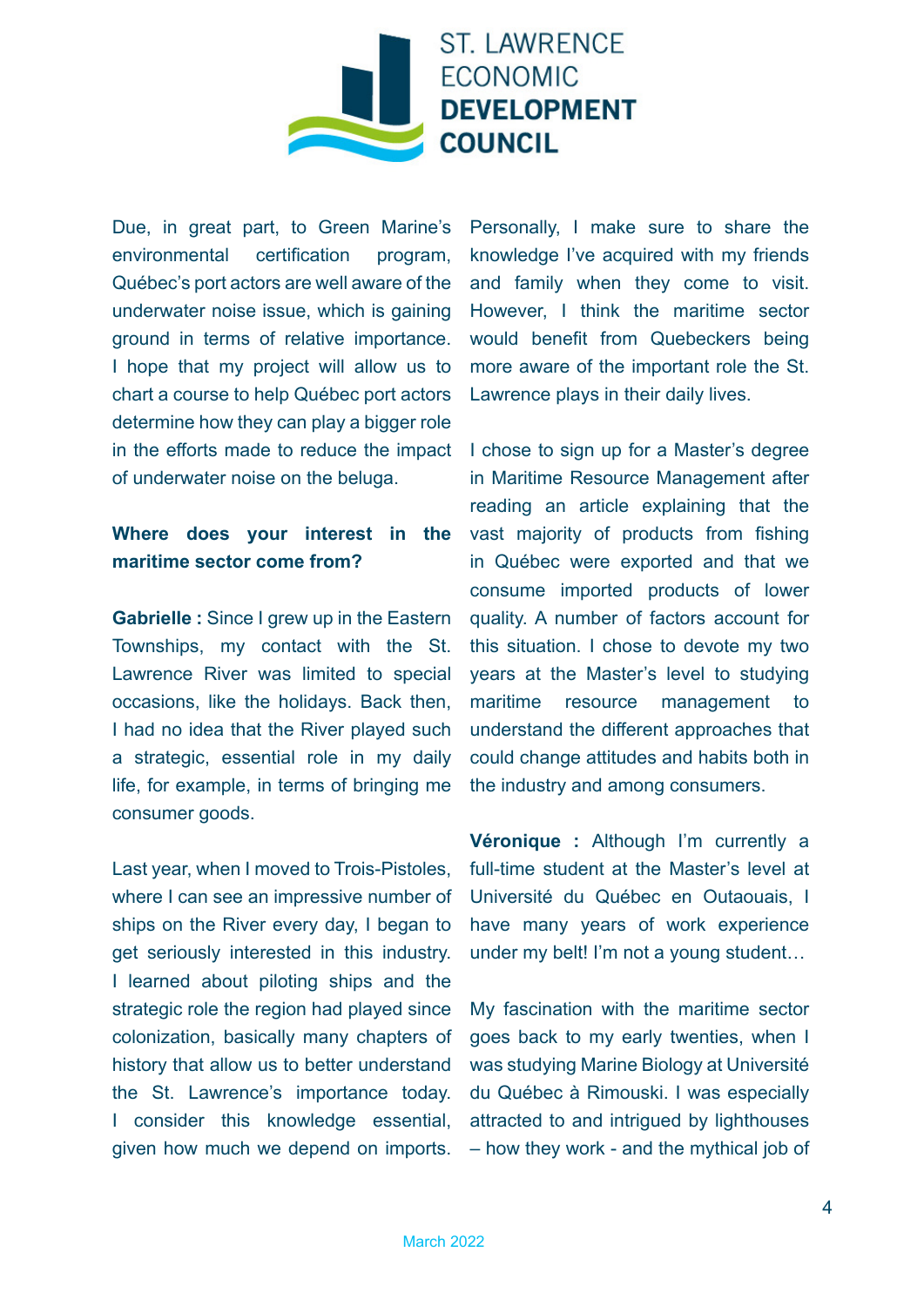Due, in great part, to Green Marine's environmental certification program, Québec's port actors are well aware of the underwater noise issue, which is gaining ground in terms of relative importance. I hope that my project will allow us to chart a course to help Québec port actors determine how they can play a bigger role in the efforts made to reduce the impact of underwater noise on the beluga.

**Where does your interest in the maritime sector come from?**

**Gabrielle :** Since I grew up in the Eastern Townships, my contact with the St. Lawrence River was limited to special occasions, like the holidays. Back then, I had no idea that the River played such a strategic, essential role in my daily life, for example, in terms of bringing me consumer goods.

Last year, when I moved to Trois-Pistoles, where I can see an impressive number of ships on the River every day, I began to get seriously interested in this industry. I learned about piloting ships and the strategic role the region had played since colonization, basically many chapters of history that allow us to better understand the St. Lawrence's importance today. I consider this knowledge essential, given how much we depend on imports. Personally, I make sure to share the knowledge I've acquired with my friends and family when they come to visit. However, I think the maritime sector would benefit from Quebeckers being more aware of the important role the St. Lawrence plays in their daily lives.

I chose to sign up for a Master's degree in Maritime Resource Management after reading an article explaining that the vast majority of products from fishing in Québec were exported and that we consume imported products of lower quality. A number of factors account for this situation. I chose to devote my two years at the Master's level to studying maritime resource management to understand the different approaches that could change attitudes and habits both in the industry and among consumers.

**Véronique :** Although I'm currently a full-time student at the Master's level at Université du Québec en Outaouais, I have many years of work experience under my belt! I'm not a young student…

My fascination with the maritime sector goes back to my early twenties, when I was studying Marine Biology at Université du Québec à Rimouski. I was especially attracted to and intrigued by lighthouses – how they work - and the mythical job of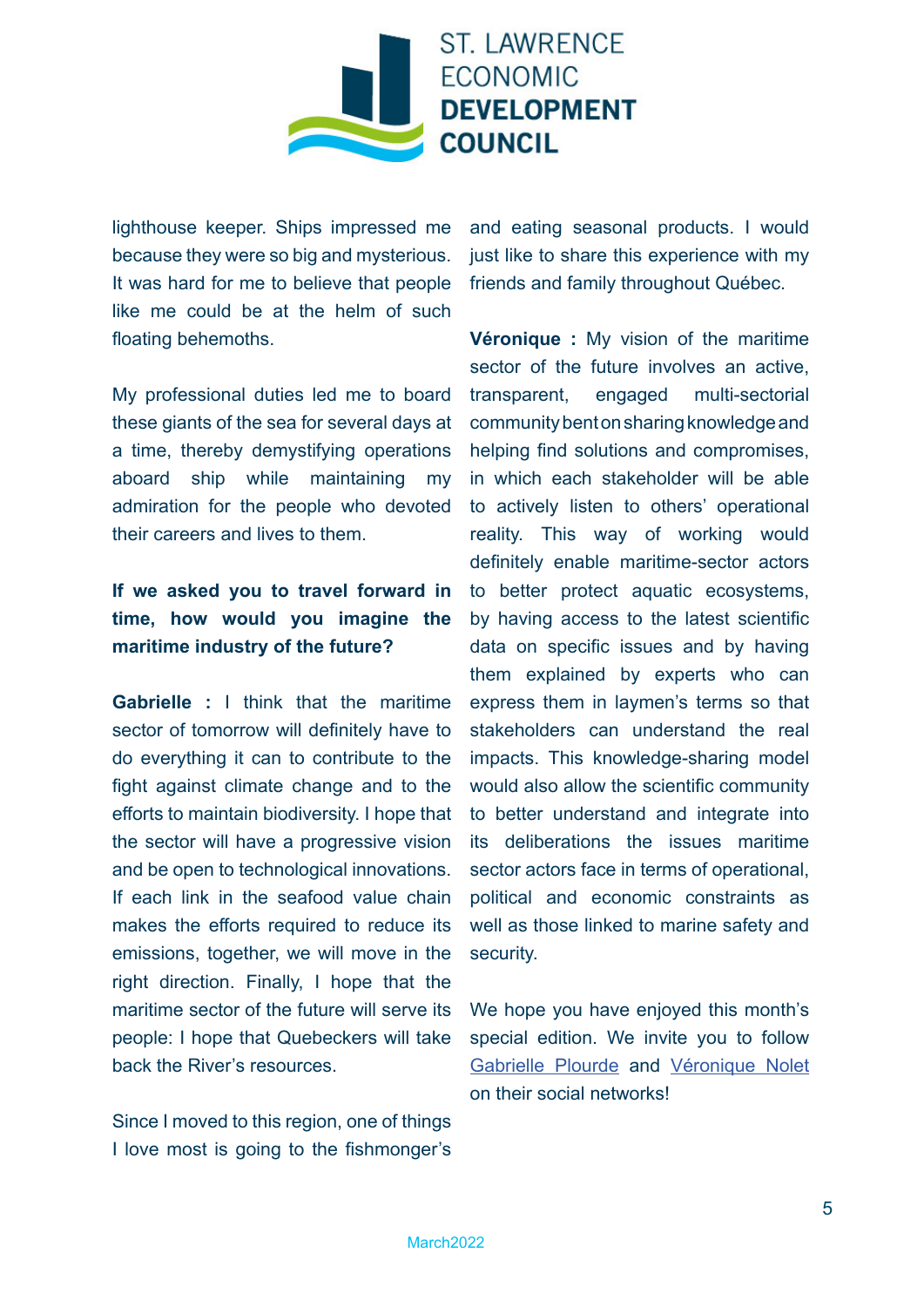lighthouse keeper. Ships impressed me because they were so big and mysterious. It was hard for me to believe that people like me could be at the helm of such floating behemoths.

My professional duties led me to board these giants of the sea for several days at a time, thereby demystifying operations aboard ship while maintaining my admiration for the people who devoted their careers and lives to them.

**If we asked you to travel forward in time, how would you imagine the maritime industry of the future?**

**Gabrielle :** I think that the maritime sector of tomorrow will definitely have to do everything it can to contribute to the fight against climate change and to the efforts to maintain biodiversity. I hope that the sector will have a progressive vision and be open to technological innovations. If each link in the seafood value chain makes the efforts required to reduce its emissions, together, we will move in the right direction. Finally, I hope that the maritime sector of the future will serve its people: I hope that Quebeckers will take back the River's resources.

Since I moved to this region, one of things I love most is going to the fishmonger's and eating seasonal products. I would just like to share this experience with my friends and family throughout Québec.

**Véronique :** My vision of the maritime sector of the future involves an active, transparent, engaged multi-sectorial community bent on sharing knowledge and helping find solutions and compromises, in which each stakeholder will be able to actively listen to others' operational reality. This way of working would definitely enable maritime-sector actors to better protect aquatic ecosystems, by having access to the latest scientific data on specific issues and by having them explained by experts who can express them in laymen's terms so that stakeholders can understand the real impacts. This knowledge-sharing model would also allow the scientific community to better understand and integrate into its deliberations the issues maritime sector actors face in terms of operational, political and economic constraints as well as those linked to marine safety and security.

We hope you have enjoyed this month's special edition. We invite you to follow Gabrielle Plourde and Véronique Nolet on their social networks!